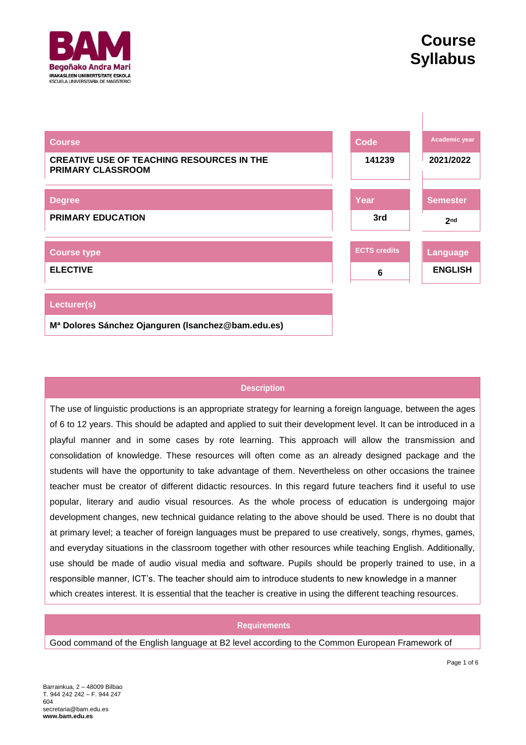# Course Syllabus

**Begoñako Andra Mari**
IRAKASLEEN UNIBERTSITATE ESKOLA
ESCUELA UNIVERSITARIA DE MAGISTERIO

| Course | Code | Academic year |
|---|---|---|
| **CREATIVE USE OF TEACHING RESOURCES IN THE PRIMARY CLASSROOM** | **141239** | **2021/2022** |

| Degree | Year | Semester |
|---|---|---|
| **PRIMARY EDUCATION** | **3rd** | **2nd** |

| Course type | ECTS credits | Language |
|---|---|---|
| **ELECTIVE** | **6** | **ENGLISH** |

| Lecturer(s) |
|---|
| **Mª Dolores Sánchez Ojanguren (lsanchez@bam.edu.es)** |

## Description

The use of linguistic productions is an appropriate strategy for learning a foreign language, between the ages of 6 to 12 years. This should be adapted and applied to suit their development level. It can be introduced in a playful manner and in some cases by rote learning. This approach will allow the transmission and consolidation of knowledge. These resources will often come as an already designed package and the students will have the opportunity to take advantage of them. Nevertheless on other occasions the trainee teacher must be creator of different didactic resources. In this regard future teachers find it useful to use popular, literary and audio visual resources. As the whole process of education is undergoing major development changes, new technical guidance relating to the above should be used. There is no doubt that at primary level; a teacher of foreign languages must be prepared to use creatively, songs, rhymes, games, and everyday situations in the classroom together with other resources while teaching English. Additionally, use should be made of audio visual media and software. Pupils should be properly trained to use, in a responsible manner, ICT's. The teacher should aim to introduce students to new knowledge in a manner which creates interest. It is essential that the teacher is creative in using the different teaching resources.

## Requirements

Good command of the English language at B2 level according to the Common European Framework of

Barrainkua, 2 – 48009 Bilbao
T. 944 242 242 – F. 944 247 604
secretaria@bam.edu.es
**www.bam.edu.es**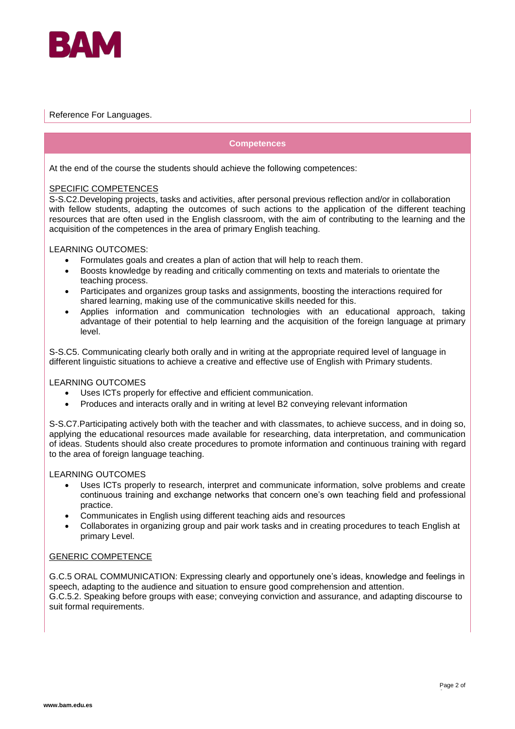Reference For Languages.

## Competences

At the end of the course the students should achieve the following competences:

<u>SPECIFIC COMPETENCES</u>

S-S.C2.Developing projects, tasks and activities, after personal previous reflection and/or in collaboration with fellow students, adapting the outcomes of such actions to the application of the different teaching resources that are often used in the English classroom, with the aim of contributing to the learning and the acquisition of the competences in the area of primary English teaching.

LEARNING OUTCOMES:

- Formulates goals and creates a plan of action that will help to reach them.
- Boosts knowledge by reading and critically commenting on texts and materials to orientate the teaching process.
- Participates and organizes group tasks and assignments, boosting the interactions required for shared learning, making use of the communicative skills needed for this.
- Applies information and communication technologies with an educational approach, taking advantage of their potential to help learning and the acquisition of the foreign language at primary level.

S-S.C5. Communicating clearly both orally and in writing at the appropriate required level of language in different linguistic situations to achieve a creative and effective use of English with Primary students.

LEARNING OUTCOMES

- Uses ICTs properly for effective and efficient communication.
- Produces and interacts orally and in writing at level B2 conveying relevant information

S-S.C7.Participating actively both with the teacher and with classmates, to achieve success, and in doing so, applying the educational resources made available for researching, data interpretation, and communication of ideas. Students should also create procedures to promote information and continuous training with regard to the area of foreign language teaching.

LEARNING OUTCOMES

- Uses ICTs properly to research, interpret and communicate information, solve problems and create continuous training and exchange networks that concern one's own teaching field and professional practice.
- Communicates in English using different teaching aids and resources
- Collaborates in organizing group and pair work tasks and in creating procedures to teach English at primary Level.

<u>GENERIC COMPETENCE</u>

G.C.5 ORAL COMMUNICATION: Expressing clearly and opportunely one's ideas, knowledge and feelings in speech, adapting to the audience and situation to ensure good comprehension and attention.
G.C.5.2. Speaking before groups with ease; conveying conviction and assurance, and adapting discourse to suit formal requirements.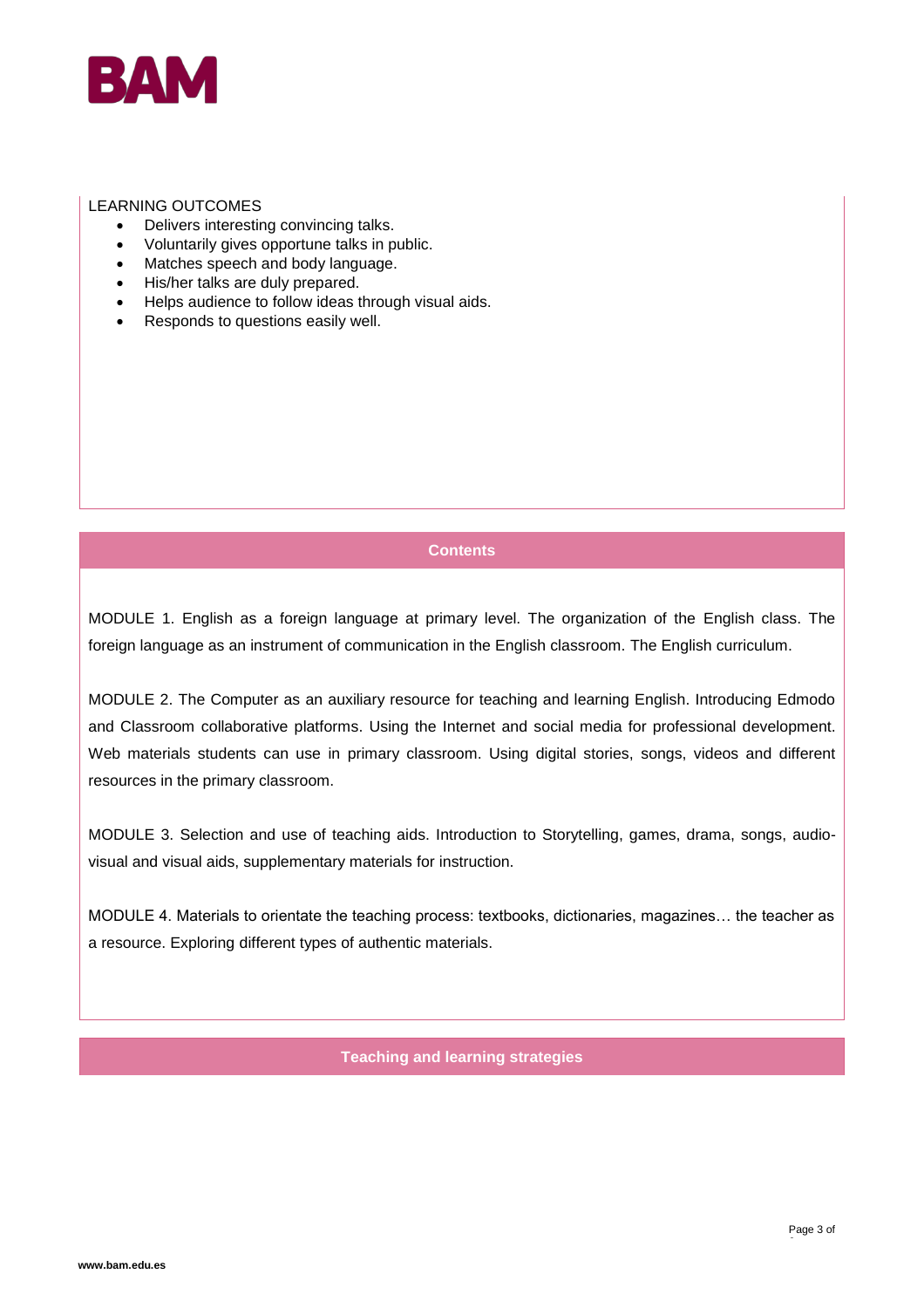LEARNING OUTCOMES

- Delivers interesting convincing talks.
- Voluntarily gives opportune talks in public.
- Matches speech and body language.
- His/her talks are duly prepared.
- Helps audience to follow ideas through visual aids.
- Responds to questions easily well.

## Contents

MODULE 1. English as a foreign language at primary level. The organization of the English class. The foreign language as an instrument of communication in the English classroom. The English curriculum.

MODULE 2. The Computer as an auxiliary resource for teaching and learning English. Introducing Edmodo and Classroom collaborative platforms. Using the Internet and social media for professional development. Web materials students can use in primary classroom. Using digital stories, songs, videos and different resources in the primary classroom.

MODULE 3. Selection and use of teaching aids. Introduction to Storytelling, games, drama, songs, audio-visual and visual aids, supplementary materials for instruction.

MODULE 4. Materials to orientate the teaching process: textbooks, dictionaries, magazines… the teacher as a resource. Exploring different types of authentic materials.

## Teaching and learning strategies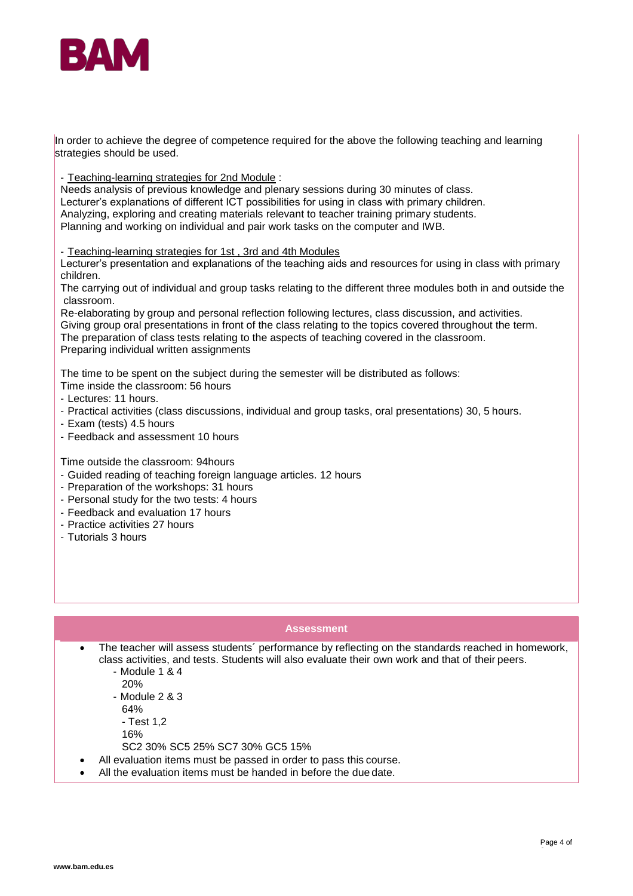In order to achieve the degree of competence required for the above the following teaching and learning strategies should be used.

- Teaching-learning strategies for 2nd Module :

Needs analysis of previous knowledge and plenary sessions during 30 minutes of class.
Lecturer's explanations of different ICT possibilities for using in class with primary children.
Analyzing, exploring and creating materials relevant to teacher training primary students.
Planning and working on individual and pair work tasks on the computer and IWB.

- Teaching-learning strategies for 1st , 3rd and 4th Modules

Lecturer's presentation and explanations of the teaching aids and resources for using in class with primary children.
The carrying out of individual and group tasks relating to the different three modules both in and outside the classroom.
Re-elaborating by group and personal reflection following lectures, class discussion, and activities.
Giving group oral presentations in front of the class relating to the topics covered throughout the term.
The preparation of class tests relating to the aspects of teaching covered in the classroom.
Preparing individual written assignments

The time to be spent on the subject during the semester will be distributed as follows:
Time inside the classroom: 56 hours

- Lectures: 11 hours.
- Practical activities (class discussions, individual and group tasks, oral presentations) 30, 5 hours.
- Exam (tests) 4.5 hours
- Feedback and assessment 10 hours

Time outside the classroom: 94hours

- Guided reading of teaching foreign language articles. 12 hours
- Preparation of the workshops: 31 hours
- Personal study for the two tests: 4 hours
- Feedback and evaluation 17 hours
- Practice activities 27 hours
- Tutorials 3 hours

## Assessment

- The teacher will assess students´ performance by reflecting on the standards reached in homework, class activities, and tests. Students will also evaluate their own work and that of their peers.
  - Module 1 & 4
    20%
  - Module 2 & 3
    64%
  - Test 1,2
    16%

  SC2 30% SC5 25% SC7 30% GC5 15%
- All evaluation items must be passed in order to pass this course.
- All the evaluation items must be handed in before the due date.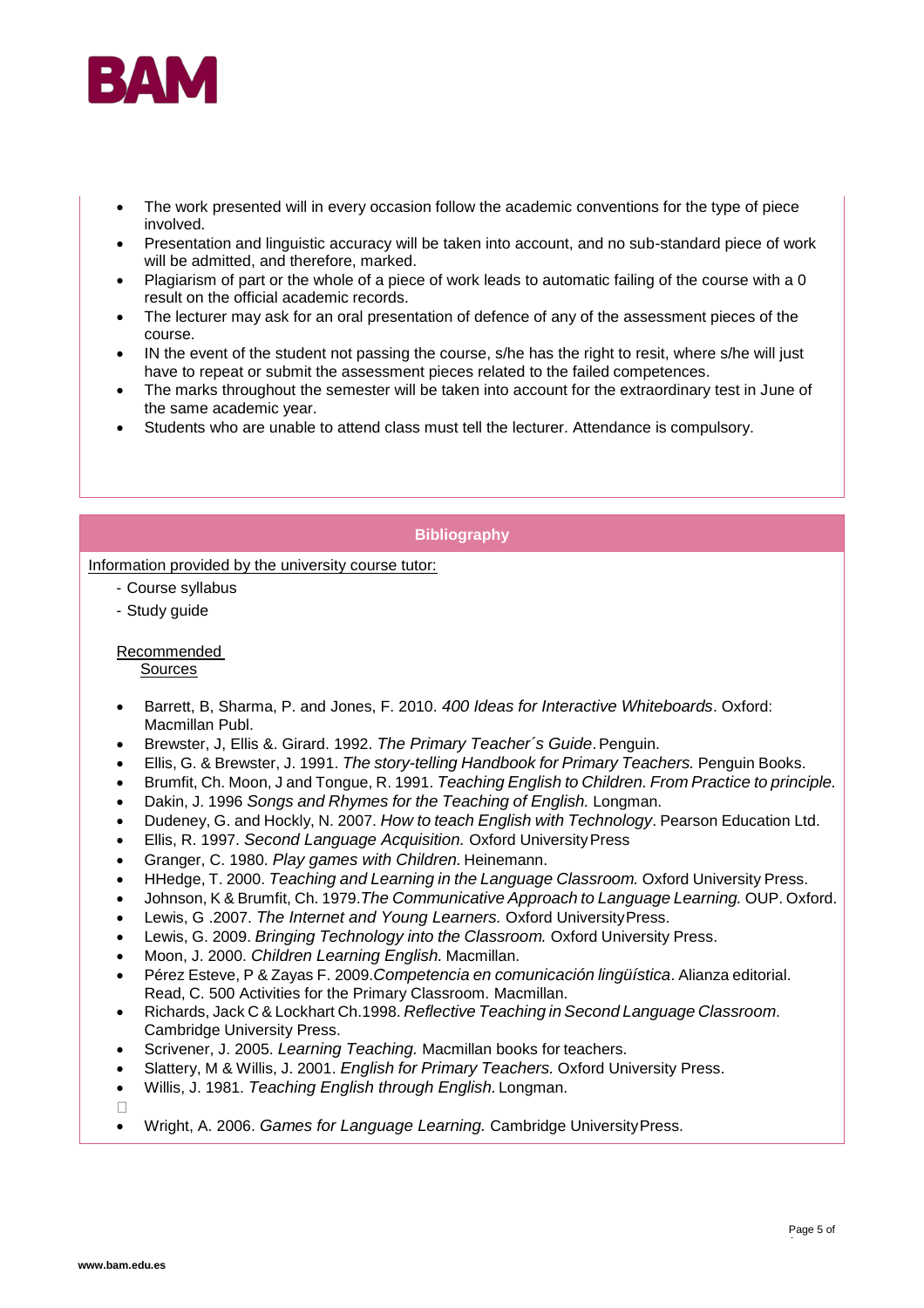- The work presented will in every occasion follow the academic conventions for the type of piece involved.
- Presentation and linguistic accuracy will be taken into account, and no sub-standard piece of work will be admitted, and therefore, marked.
- Plagiarism of part or the whole of a piece of work leads to automatic failing of the course with a 0 result on the official academic records.
- The lecturer may ask for an oral presentation of defence of any of the assessment pieces of the course.
- IN the event of the student not passing the course, s/he has the right to resit, where s/he will just have to repeat or submit the assessment pieces related to the failed competences.
- The marks throughout the semester will be taken into account for the extraordinary test in June of the same academic year.
- Students who are unable to attend class must tell the lecturer. Attendance is compulsory.

## Bibliography

Information provided by the university course tutor:

- Course syllabus
- Study guide

Recommended Sources

- Barrett, B, Sharma, P. and Jones, F. 2010. *400 Ideas for Interactive Whiteboards*. Oxford: Macmillan Publ.
- Brewster, J, Ellis &. Girard. 1992. *The Primary Teacher´s Guide*. Penguin.
- Ellis, G. & Brewster, J. 1991. *The story-telling Handbook for Primary Teachers.* Penguin Books.
- Brumfit, Ch. Moon, J and Tongue, R. 1991. *Teaching English to Children. From Practice to principle.*
- Dakin, J. 1996 *Songs and Rhymes for the Teaching of English.* Longman.
- Dudeney, G. and Hockly, N. 2007. *How to teach English with Technology*. Pearson Education Ltd.
- Ellis, R. 1997. *Second Language Acquisition.* Oxford University Press
- Granger, C. 1980. *Play games with Children.* Heinemann.
- HHedge, T. 2000. *Teaching and Learning in the Language Classroom.* Oxford University Press.
- Johnson, K & Brumfit, Ch. 1979.*The Communicative Approach to Language Learning.* OUP. Oxford.
- Lewis, G .2007. *The Internet and Young Learners.* Oxford University Press.
- Lewis, G. 2009. *Bringing Technology into the Classroom.* Oxford University Press.
- Moon, J. 2000. *Children Learning English.* Macmillan.
- Pérez Esteve, P & Zayas F. 2009.*Competencia en comunicación lingüística*. Alianza editorial. Read, C. 500 Activities for the Primary Classroom. Macmillan.
- Richards, Jack C & Lockhart Ch.1998. *Reflective Teaching in Second Language Classroom.* Cambridge University Press.
- Scrivener, J. 2005. *Learning Teaching.* Macmillan books for teachers.
- Slattery, M & Willis, J. 2001. *English for Primary Teachers.* Oxford University Press.
- Willis, J. 1981. *Teaching English through English.* Longman.
- Wright, A. 2006. *Games for Language Learning.* Cambridge University Press.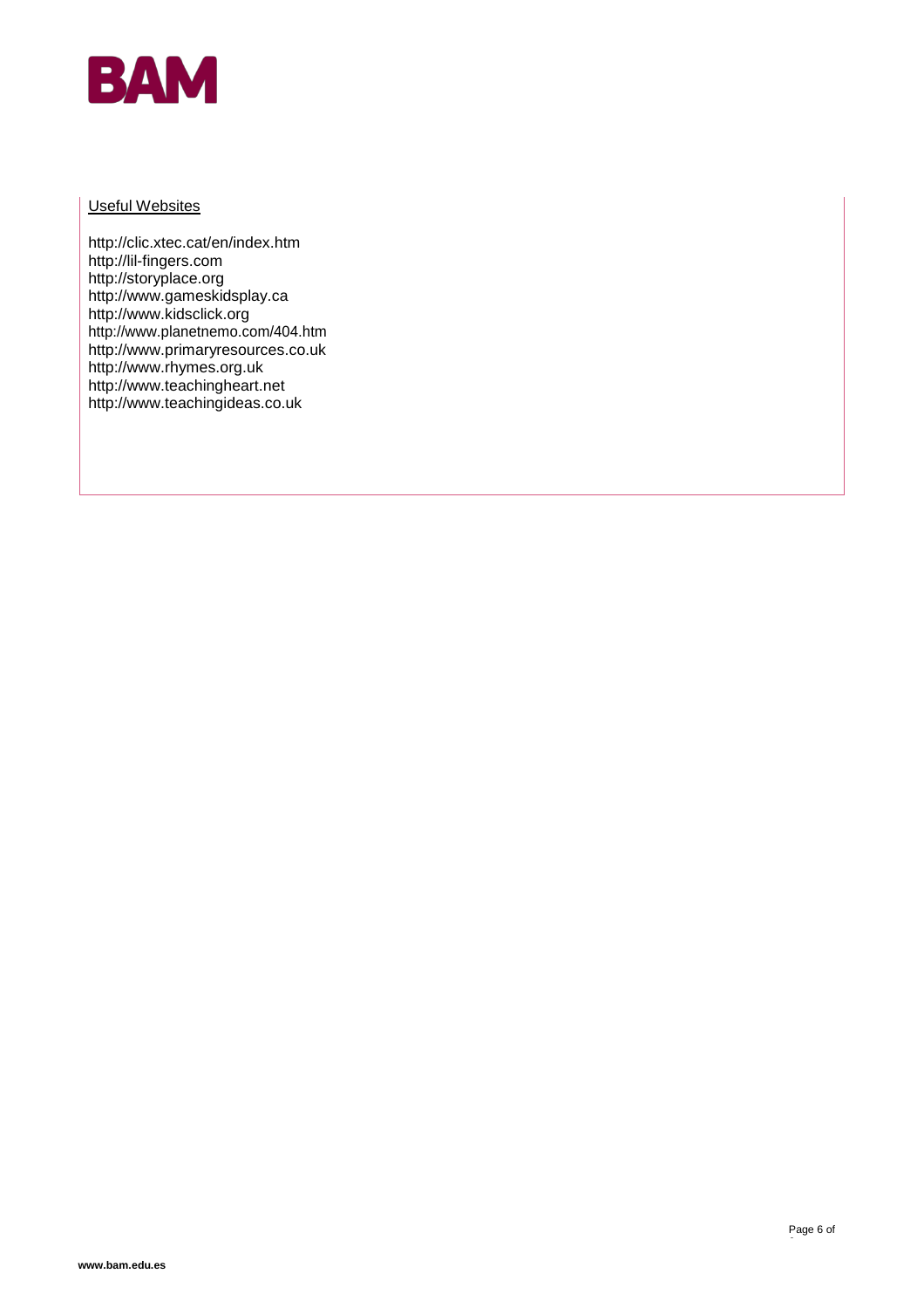<u>Useful Websites</u>

http://clic.xtec.cat/en/index.htm
http://lil-fingers.com
http://storyplace.org
http://www.gameskidsplay.ca
http://www.kidsclick.org
http://www.planetnemo.com/404.htm
http://www.primaryresources.co.uk
http://www.rhymes.org.uk
http://www.teachingheart.net
http://www.teachingideas.co.uk